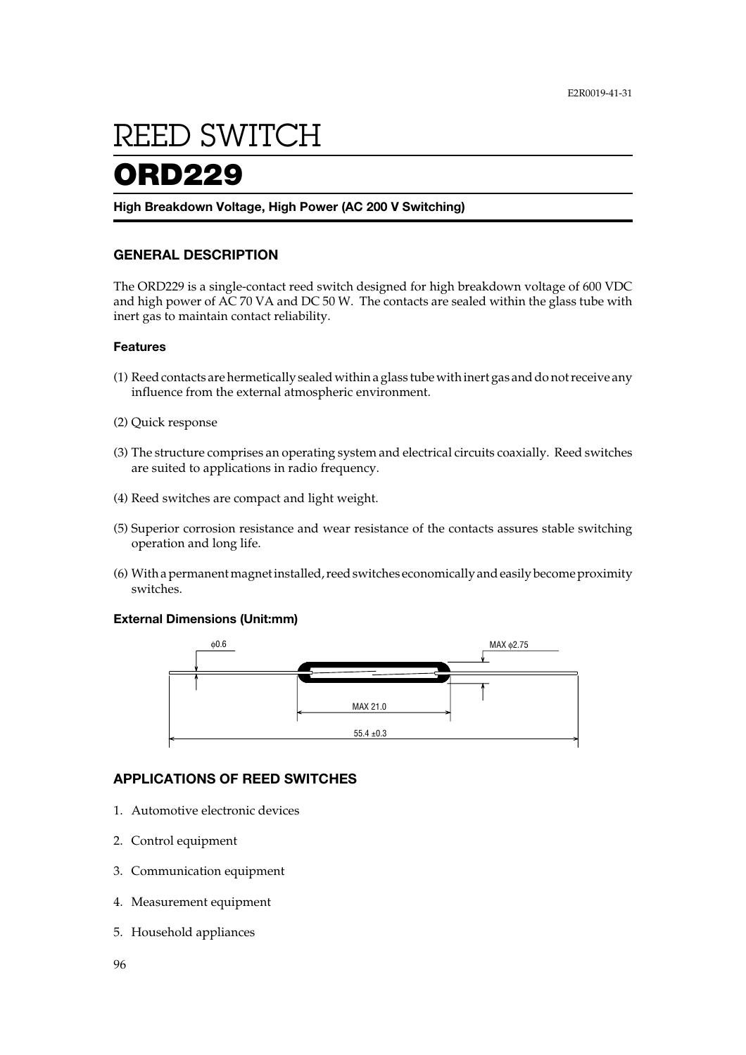# REED SWITCH

# ORD229

**High Breakdown Voltage, High Power (AC 200 V Switching)**

## GENERAL DESCRIPTION

The ORD229 is a single-contact reed switch designed for high breakdown voltage of 600 VDC and high power of AC 70 VA and DC 50 W. The contacts are sealed within the glass tube with inert gas to maintain contact reliability.

### Features

(1) Reed contacts are hermetically sealed within a glass tube with inert gas and do not receive any influence from the external atmospheric environment.

(2) Quick response

(3) The structure comprises an operating system and electrical circuits coaxially. Reed switches are suited to applications in radio frequency.

(4) Reed switches are compact and light weight.

(5) Superior corrosion resistance and wear resistance of the contacts assures stable switching operation and long life.

(6) With a permanent magnet installed, reed switches economically and easily become proximity switches.

### External Dimensions (Unit:mm)

φ0.6

MAX φ2.75

MAX 21.0

55.4 ±0.3

## APPLICATIONS OF REED SWITCHES

1. Automotive electronic devices
2. Control equipment
3. Communication equipment
4. Measurement equipment
5. Household appliances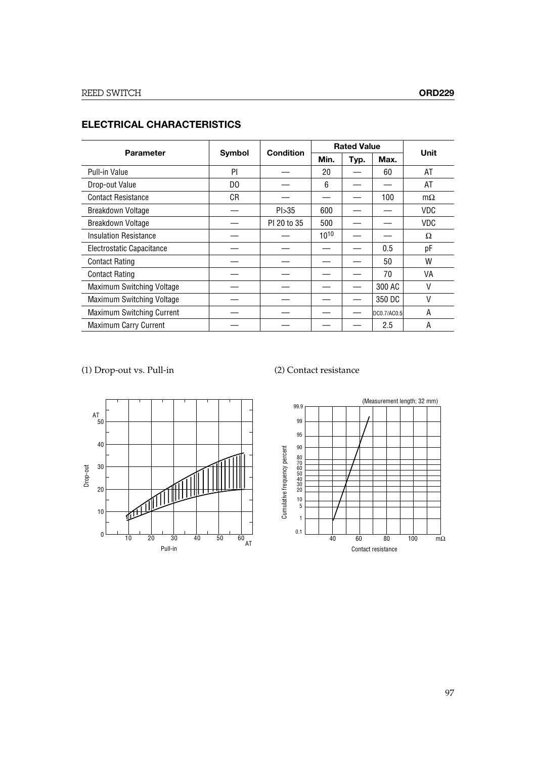## ELECTRICAL CHARACTERISTICS

| Parameter | Symbol | Condition | Rated Value | | | Unit |
|---|---|---|---|---|---|---|
| | | | Min. | Typ. | Max. | |
| Pull-in Value | PI | — | 20 | — | 60 | AT |
| Drop-out Value | DO | — | 6 | — | — | AT |
| Contact Resistance | CR | — | — | — | 100 | mΩ |
| Breakdown Voltage | — | PI>35 | 600 | — | — | VDC |
| Breakdown Voltage | — | PI 20 to 35 | 500 | — | — | VDC |
| Insulation Resistance | — | — | $10^{10}$ | — | — | Ω |
| Electrostatic Capacitance | — | — | — | — | 0.5 | pF |
| Contact Rating | — | — | — | — | 50 | W |
| Contact Rating | — | — | — | — | 70 | VA |
| Maximum Switching Voltage | — | — | — | — | 300 AC | V |
| Maximum Switching Voltage | — | — | — | — | 350 DC | V |
| Maximum Switching Current | — | — | — | — | DC0.7/AC0.5 | A |
| Maximum Carry Current | — | — | — | — | 2.5 | A |

(1) Drop-out vs. Pull-in

(2) Contact resistance

(Measurement length; 32 mm)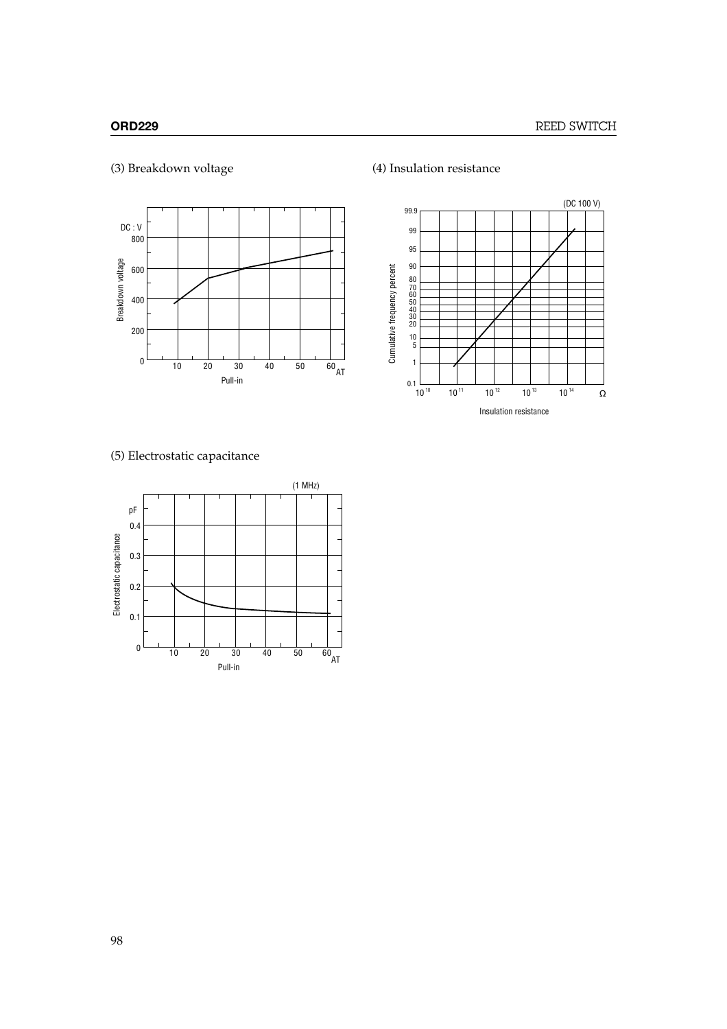### (3) Breakdown voltage

DC : V

Breakdown voltage

800
600
400
200
0

10 20 30 40 50 60 AT

Pull-in

### (4) Insulation resistance

(DC 100 V)

Cumulative frequency percent

99.9
99
95
90
80
70
60
50
40
30
20
10
5
1
0.1

$10^{10}$ $10^{11}$ $10^{12}$ $10^{13}$ $10^{14}$ Ω

Insulation resistance

### (5) Electrostatic capacitance

(1 MHz)

pF

Electrostatic capacitance

0.4
0.3
0.2
0.1
0

10 20 30 40 50 60 AT

Pull-in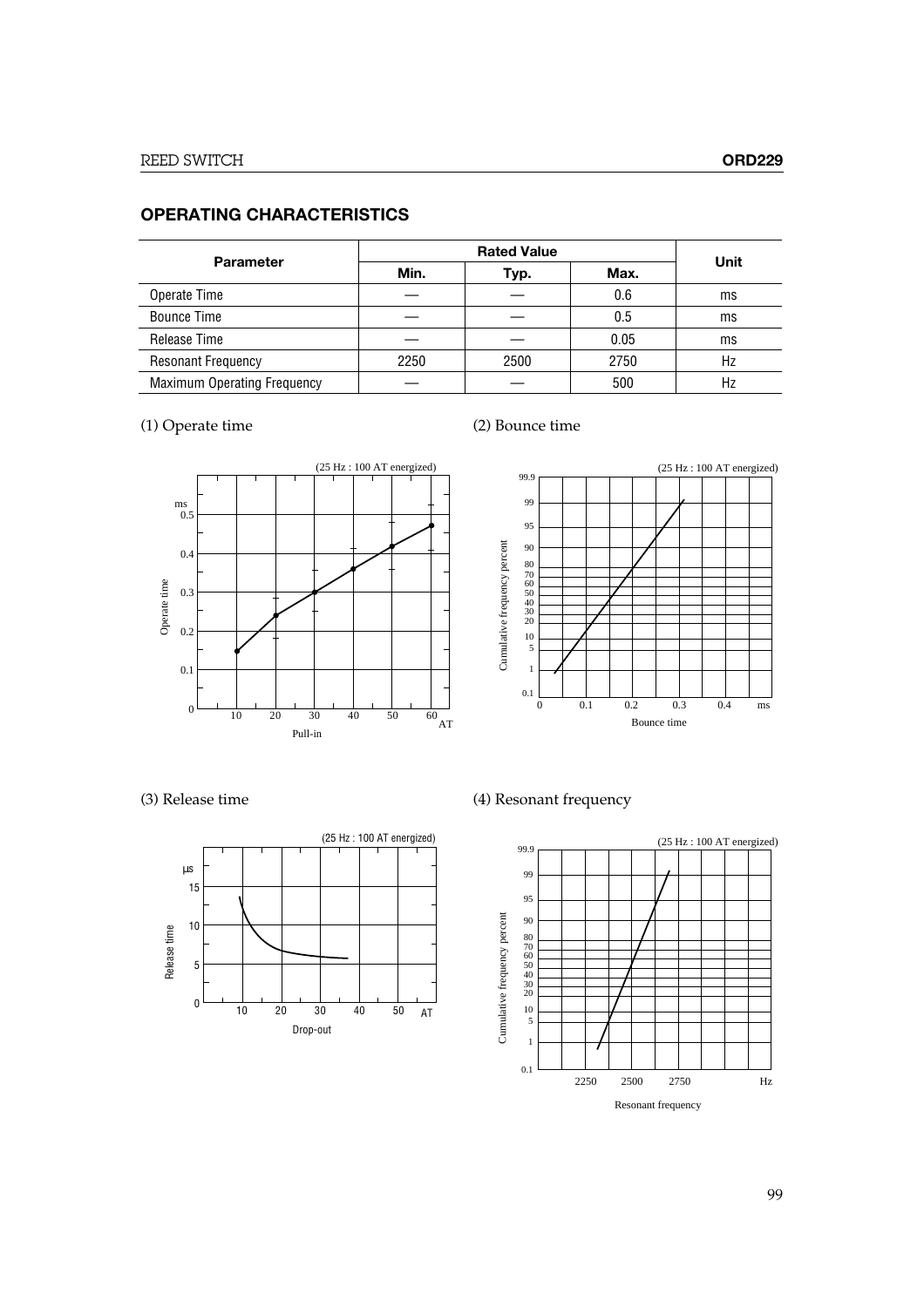## OPERATING CHARACTERISTICS

| Parameter | Rated Value | | | Unit |
|---|---|---|---|---|
| | Min. | Typ. | Max. | |
| Operate Time | — | — | 0.6 | ms |
| Bounce Time | — | — | 0.5 | ms |
| Release Time | — | — | 0.05 | ms |
| Resonant Frequency | 2250 | 2500 | 2750 | Hz |
| Maximum Operating Frequency | — | — | 500 | Hz |

(1) Operate time

(25 Hz : 100 AT energized)

(2) Bounce time

(25 Hz : 100 AT energized)

(3) Release time

(25 Hz : 100 AT energized)

(4) Resonant frequency

(25 Hz : 100 AT energized)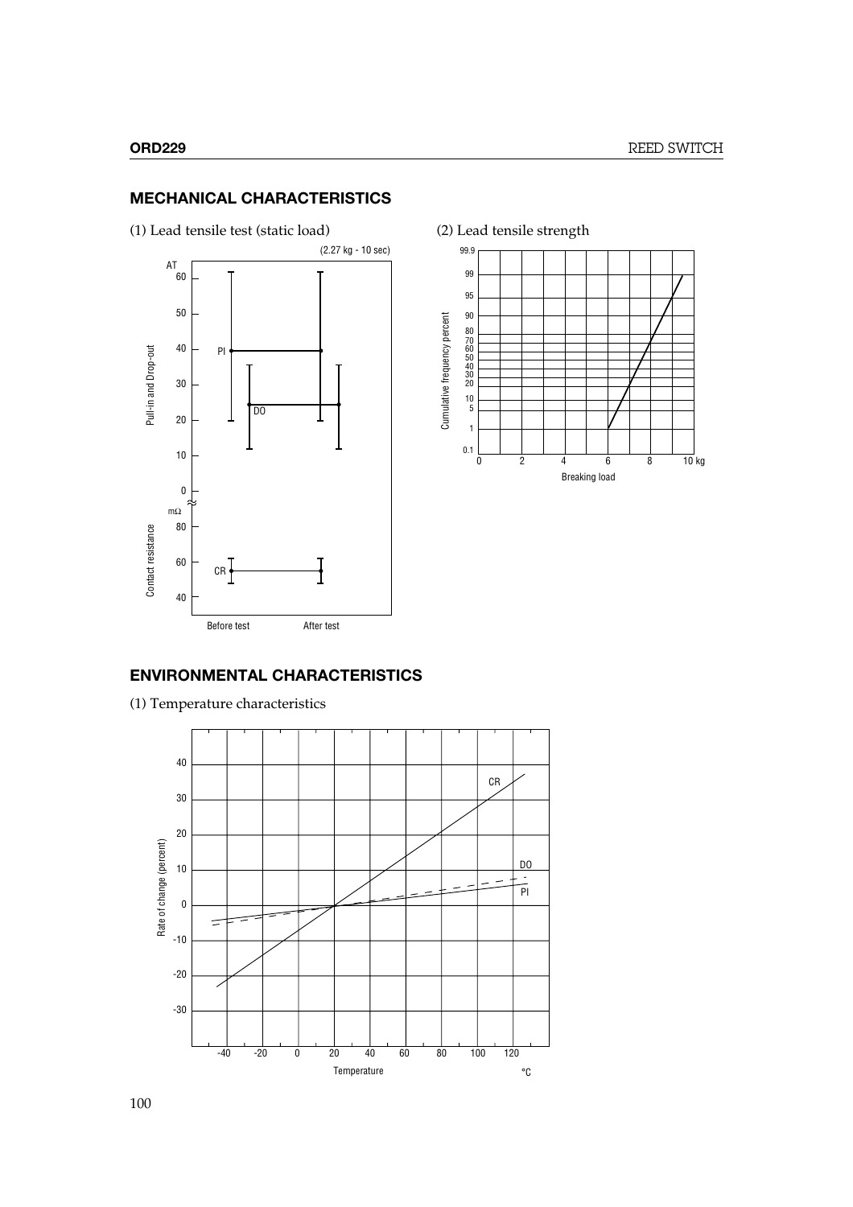## MECHANICAL CHARACTERISTICS

(1) Lead tensile test (static load)

(2.27 kg - 10 sec)

AT

60

50

40

30

20

10

0

mΩ

80

60

40

Pull-in and Drop-out

Contact resistance

PI

DO

CR

Before test

After test

(2) Lead tensile strength

99.9

99

95

90

80

70

60

50

40

30

20

10

5

1

0.1

Cumulative frequency percent

0 2 4 6 8 10 kg

Breaking load

## ENVIRONMENTAL CHARACTERISTICS

(1) Temperature characteristics

40

30

20

10

0

-10

-20

-30

Rate of change (percent)

CR

DO

PI

-40 -20 0 20 40 60 80 100 120

Temperature

°C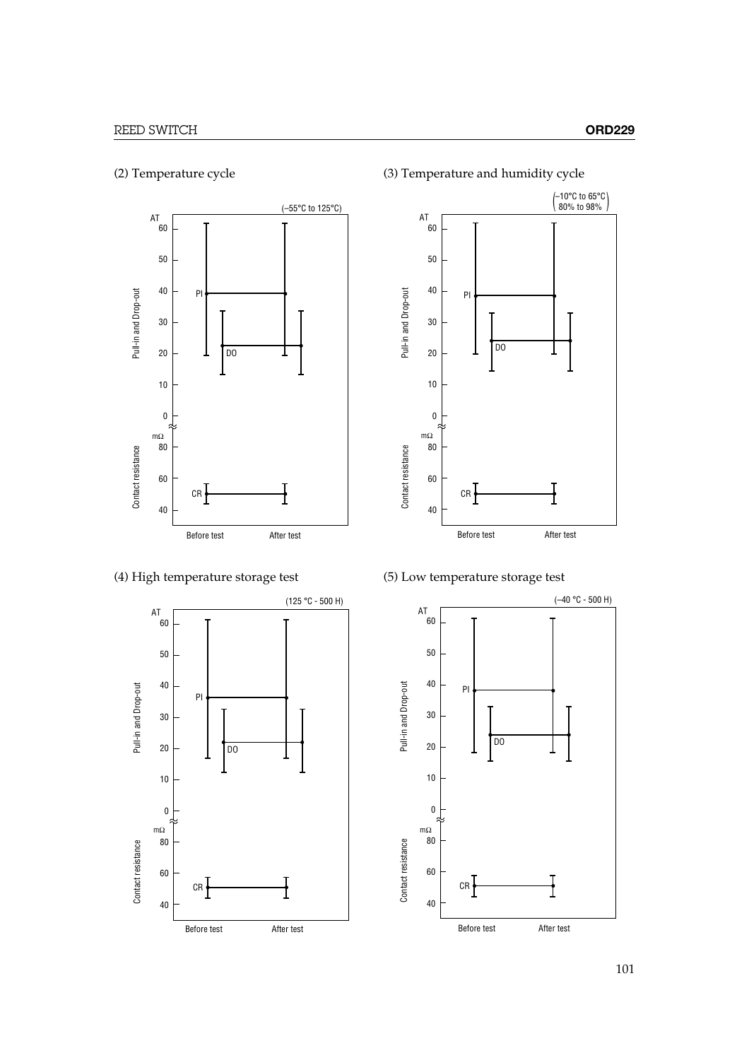## (2) Temperature cycle

(–55°C to 125°C)

AT 60, 50, 40, 30, 20, 10, 0; mΩ 80, 60, 40

Pull-in and Drop-out

Contact resistance

PI

DO

CR

Before test    After test

## (3) Temperature and humidity cycle

(–10°C to 65°C, 80% to 98%)

AT 60, 50, 40, 30, 20, 10, 0; mΩ 80, 60, 40

Pull-in and Drop-out

Contact resistance

PI

DO

CR

Before test    After test

## (4) High temperature storage test

(125 °C - 500 H)

AT 60, 50, 40, 30, 20, 10, 0; mΩ 80, 60, 40

Pull-in and Drop-out

Contact resistance

PI

DO

CR

Before test    After test

## (5) Low temperature storage test

(–40 °C - 500 H)

AT 60, 50, 40, 30, 20, 10, 0; mΩ 80, 60, 40

Pull-in and Drop-out

Contact resistance

PI

DO

CR

Before test    After test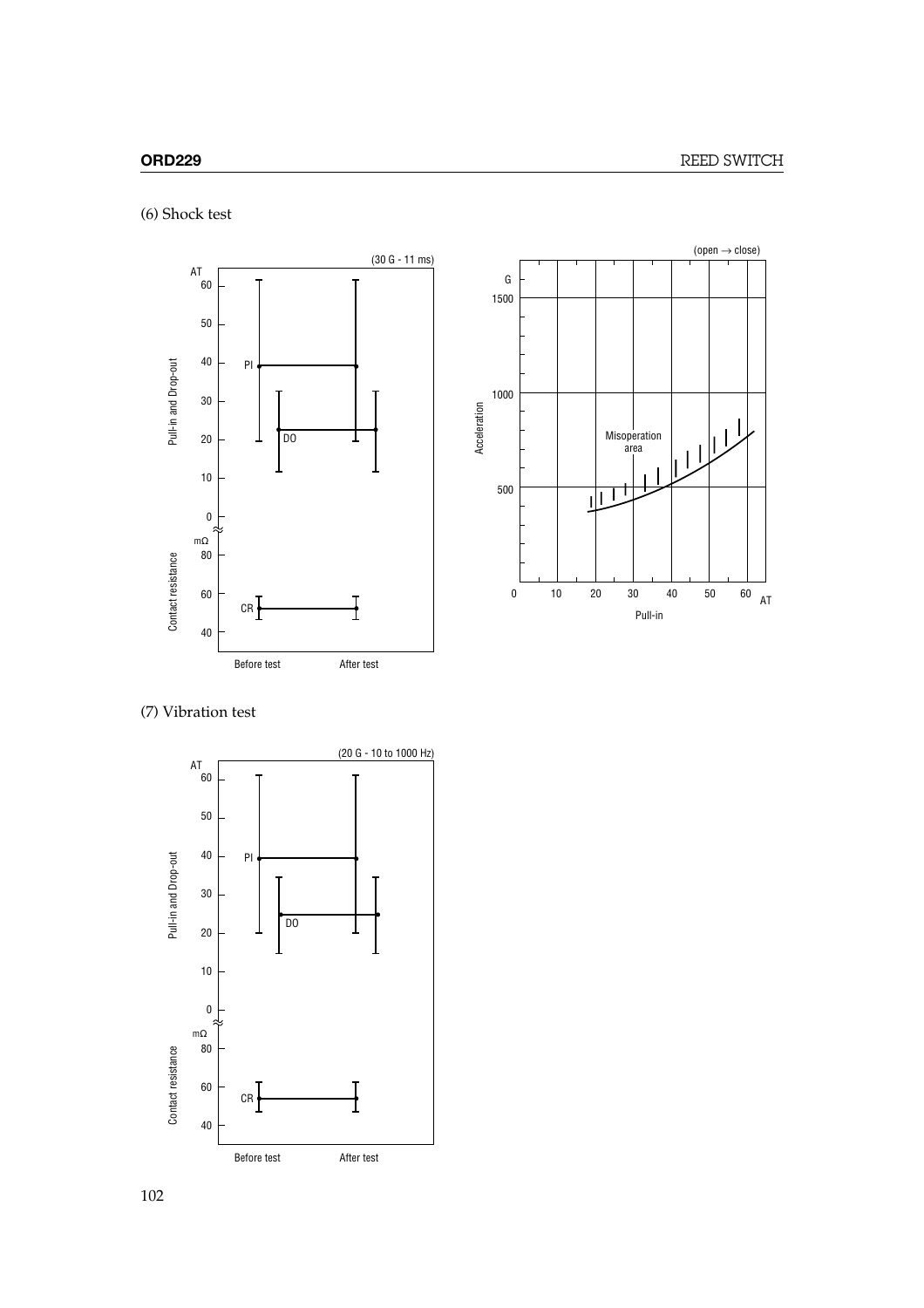(6) Shock test

(30 G - 11 ms)

(open → close)

Misoperation area

(7) Vibration test

(20 G - 10 to 1000 Hz)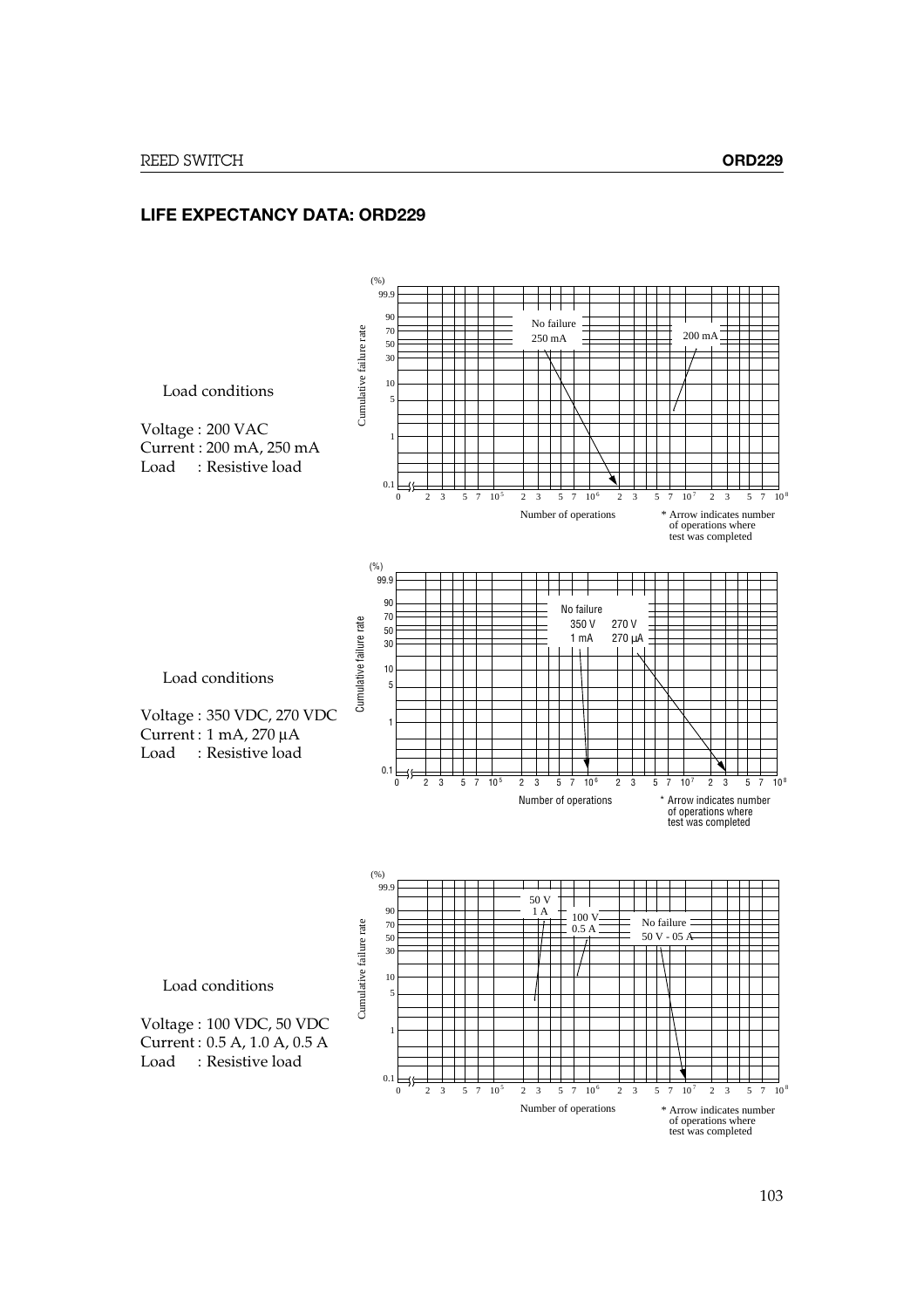## LIFE EXPECTANCY DATA: ORD229

Load conditions

Voltage : 200 VAC
Current : 200 mA, 250 mA
Load : Resistive load

(%)
99.9
90
70
50
30
10
5
1
0.1
Cumulative failure rate
No failure
250 mA
200 mA
0 2 3 5 7 $10^5$ 2 3 5 7 $10^6$ 2 3 5 7 $10^7$ 2 3 5 7 $10^8$
Number of operations
* Arrow indicates number of operations where test was completed

Load conditions

Voltage : 350 VDC, 270 VDC
Current : 1 mA, 270 µA
Load : Resistive load

(%)
99.9
90
70
50
30
10
5
1
0.1
Cumulative failure rate
No failure
350 V 1 mA
270 V 270 µA
0 2 3 5 7 $10^5$ 2 3 5 7 $10^6$ 2 3 5 7 $10^7$ 2 3 5 7 $10^8$
Number of operations
* Arrow indicates number of operations where test was completed

Load conditions

Voltage : 100 VDC, 50 VDC
Current : 0.5 A, 1.0 A, 0.5 A
Load : Resistive load

(%)
99.9
90
70
50
30
10
5
1
0.1
Cumulative failure rate
50 V 1 A
100 V 0.5 A
No failure
50 V - 05 A
0 2 3 5 7 $10^5$ 2 3 5 7 $10^6$ 2 3 5 7 $10^7$ 2 3 5 7 $10^8$
Number of operations
* Arrow indicates number of operations where test was completed